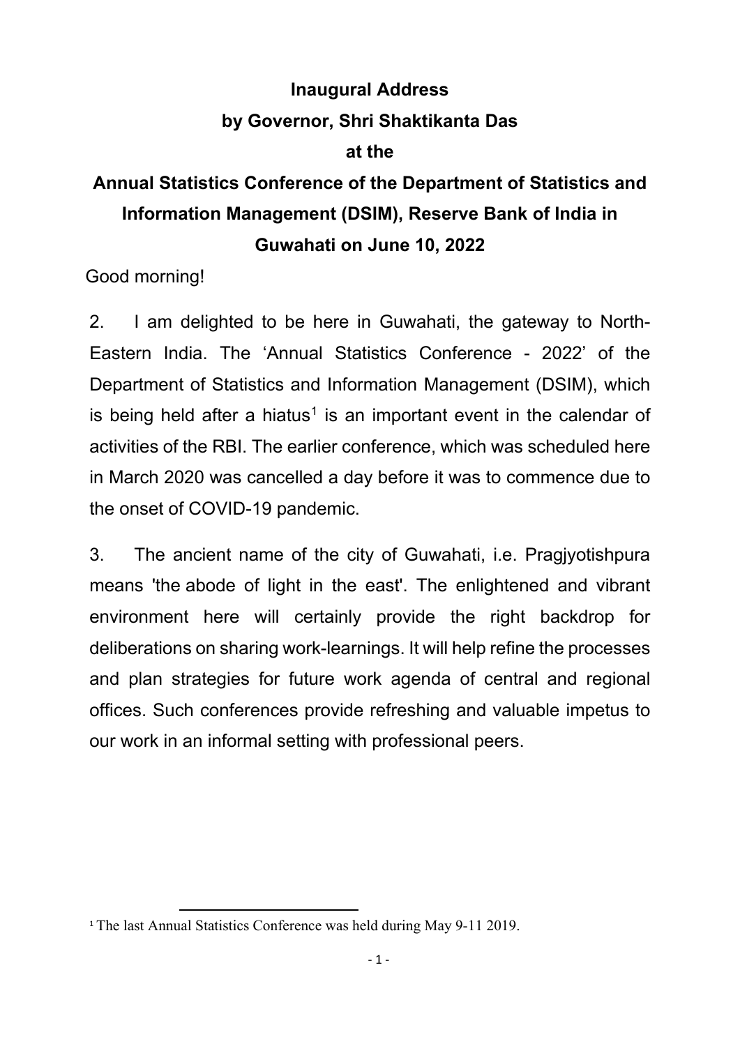# Inaugural Address
## by Governor, Shri Shaktikanta Das
## at the
## Annual Statistics Conference of the Department of Statistics and Information Management (DSIM), Reserve Bank of India in Guwahati on June 10, 2022

Good morning!

2. I am delighted to be here in Guwahati, the gateway to North-Eastern India. The 'Annual Statistics Conference - 2022' of the Department of Statistics and Information Management (DSIM), which is being held after a hiatus[1] is an important event in the calendar of activities of the RBI. The earlier conference, which was scheduled here in March 2020 was cancelled a day before it was to commence due to the onset of COVID-19 pandemic.

3. The ancient name of the city of Guwahati, i.e. Pragjyotishpura means 'the abode of light in the east'. The enlightened and vibrant environment here will certainly provide the right backdrop for deliberations on sharing work-learnings. It will help refine the processes and plan strategies for future work agenda of central and regional offices. Such conferences provide refreshing and valuable impetus to our work in an informal setting with professional peers.

[1] The last Annual Statistics Conference was held during May 9-11 2019.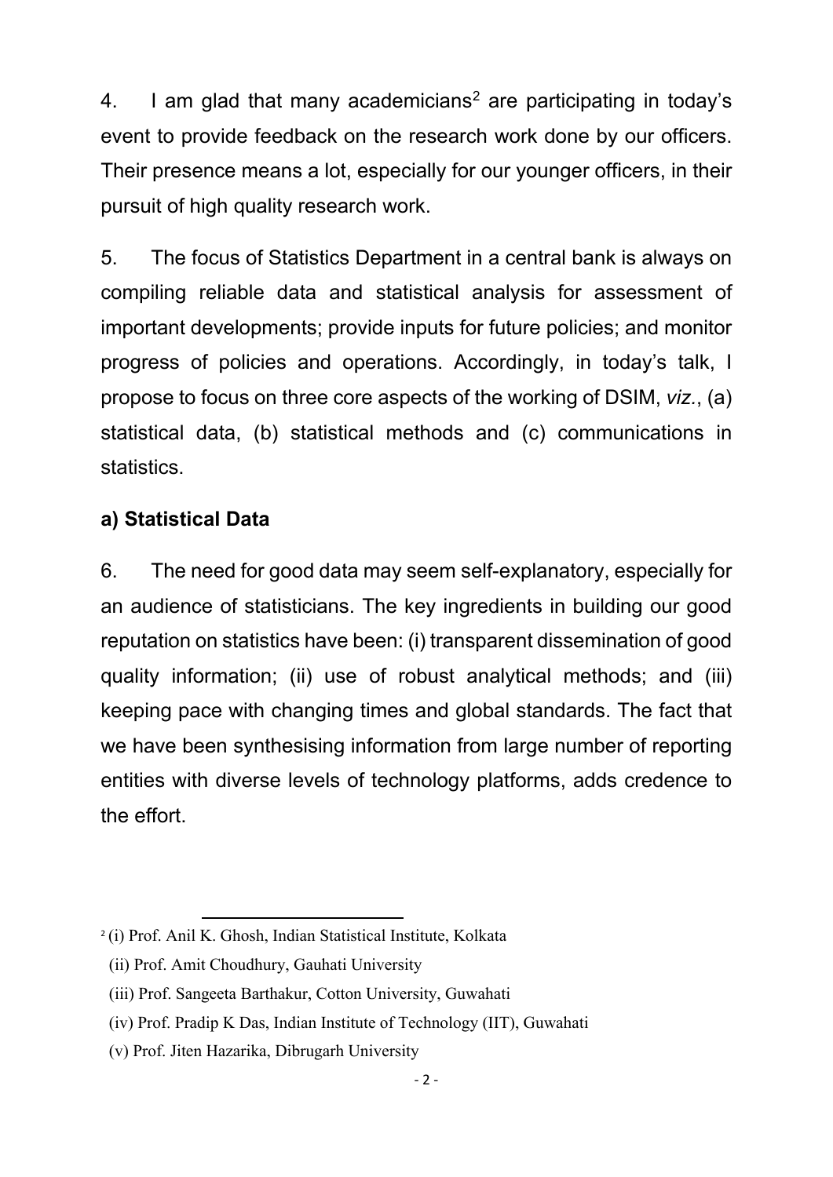4. I am glad that many academicians[2] are participating in today's event to provide feedback on the research work done by our officers. Their presence means a lot, especially for our younger officers, in their pursuit of high quality research work.

5. The focus of Statistics Department in a central bank is always on compiling reliable data and statistical analysis for assessment of important developments; provide inputs for future policies; and monitor progress of policies and operations. Accordingly, in today's talk, I propose to focus on three core aspects of the working of DSIM, *viz.*, (a) statistical data, (b) statistical methods and (c) communications in statistics.

**a) Statistical Data**

6. The need for good data may seem self-explanatory, especially for an audience of statisticians. The key ingredients in building our good reputation on statistics have been: (i) transparent dissemination of good quality information; (ii) use of robust analytical methods; and (iii) keeping pace with changing times and global standards. The fact that we have been synthesising information from large number of reporting entities with diverse levels of technology platforms, adds credence to the effort.

---

[2] (i) Prof. Anil K. Ghosh, Indian Statistical Institute, Kolkata

(ii) Prof. Amit Choudhury, Gauhati University

(iii) Prof. Sangeeta Barthakur, Cotton University, Guwahati

(iv) Prof. Pradip K Das, Indian Institute of Technology (IIT), Guwahati

(v) Prof. Jiten Hazarika, Dibrugarh University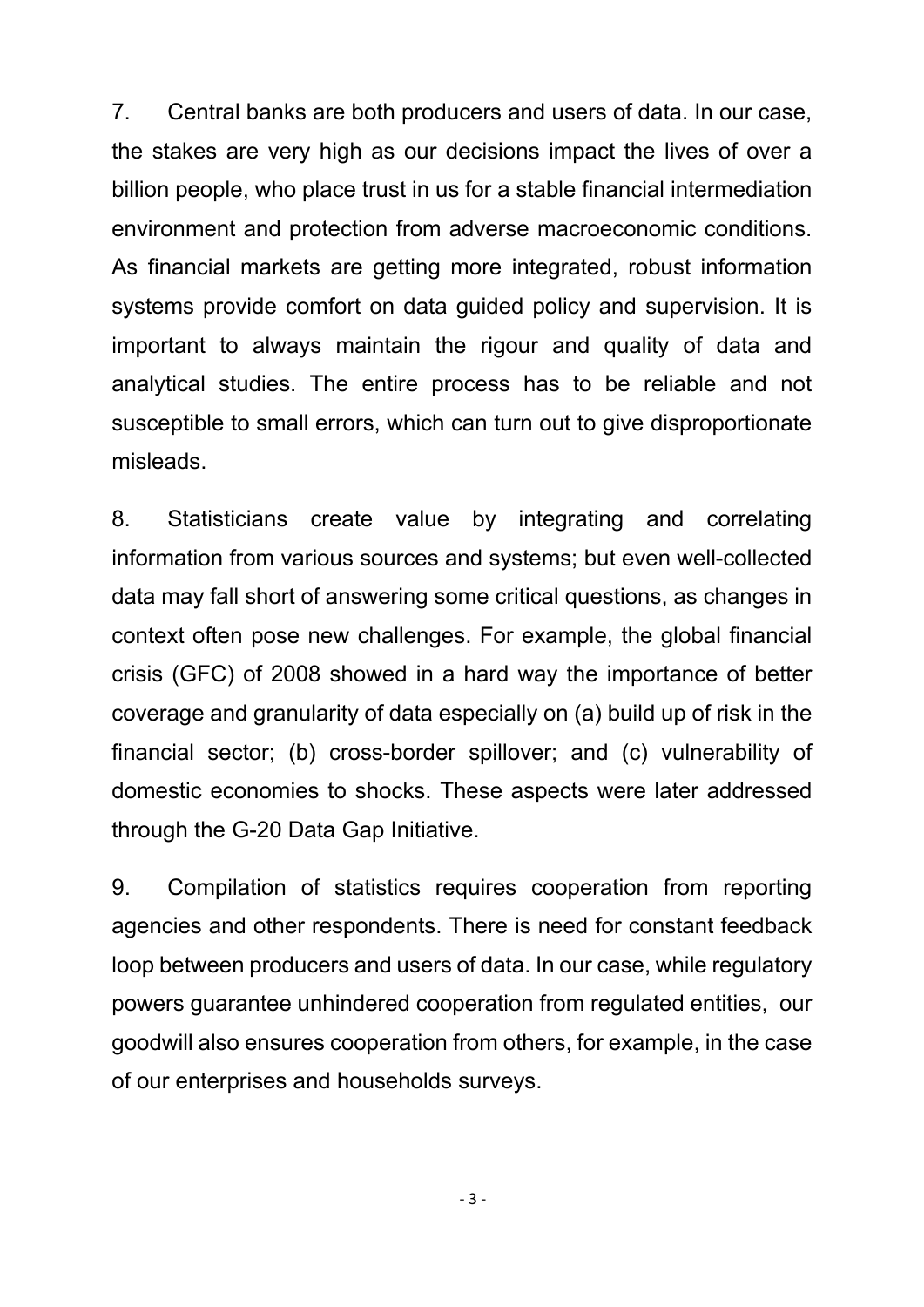7. Central banks are both producers and users of data. In our case, the stakes are very high as our decisions impact the lives of over a billion people, who place trust in us for a stable financial intermediation environment and protection from adverse macroeconomic conditions. As financial markets are getting more integrated, robust information systems provide comfort on data guided policy and supervision. It is important to always maintain the rigour and quality of data and analytical studies. The entire process has to be reliable and not susceptible to small errors, which can turn out to give disproportionate misleads.

8. Statisticians create value by integrating and correlating information from various sources and systems; but even well-collected data may fall short of answering some critical questions, as changes in context often pose new challenges. For example, the global financial crisis (GFC) of 2008 showed in a hard way the importance of better coverage and granularity of data especially on (a) build up of risk in the financial sector; (b) cross-border spillover; and (c) vulnerability of domestic economies to shocks. These aspects were later addressed through the G-20 Data Gap Initiative.

9. Compilation of statistics requires cooperation from reporting agencies and other respondents. There is need for constant feedback loop between producers and users of data. In our case, while regulatory powers guarantee unhindered cooperation from regulated entities, our goodwill also ensures cooperation from others, for example, in the case of our enterprises and households surveys.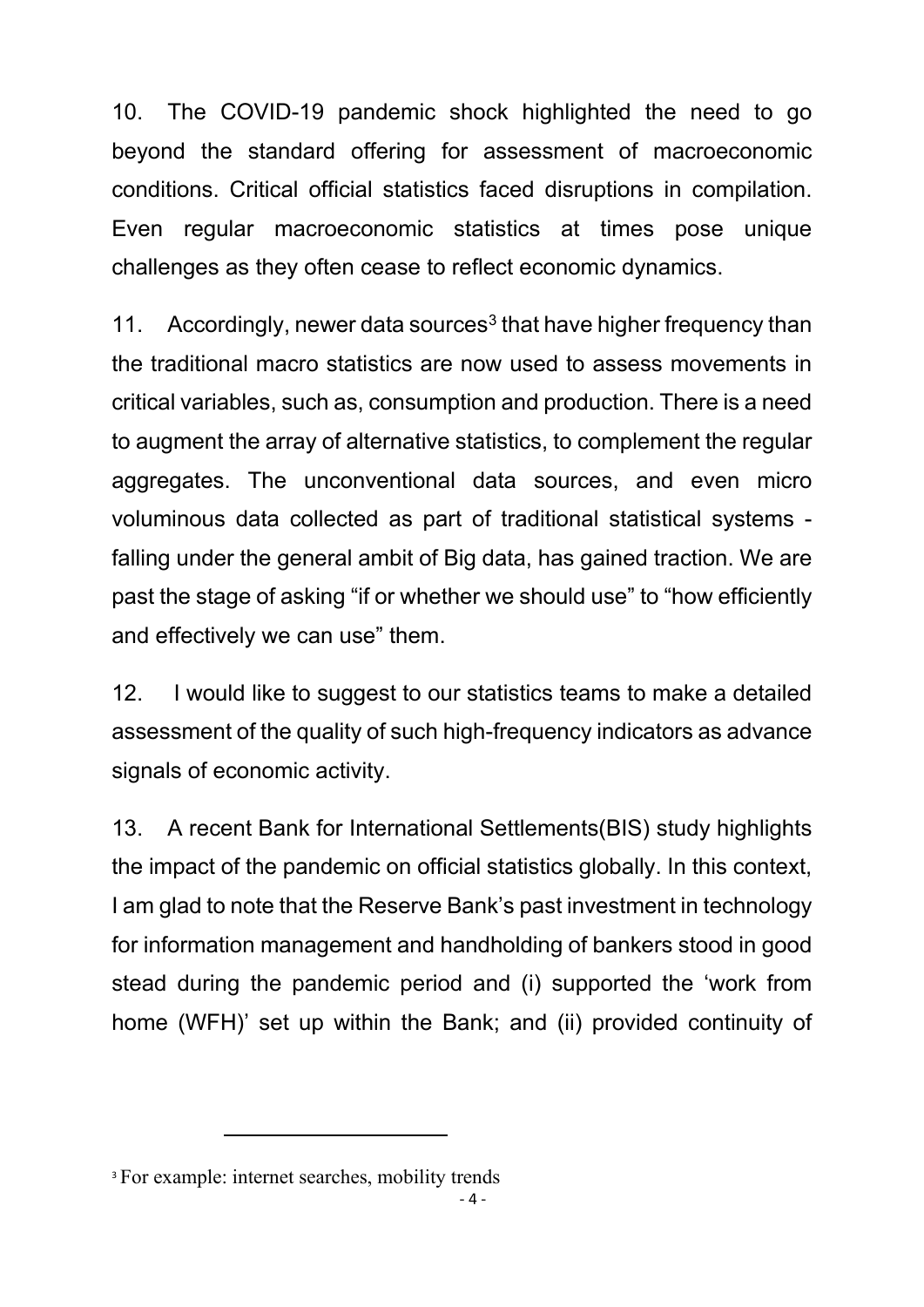10. The COVID-19 pandemic shock highlighted the need to go beyond the standard offering for assessment of macroeconomic conditions. Critical official statistics faced disruptions in compilation. Even regular macroeconomic statistics at times pose unique challenges as they often cease to reflect economic dynamics.

11. Accordingly, newer data sources[3] that have higher frequency than the traditional macro statistics are now used to assess movements in critical variables, such as, consumption and production. There is a need to augment the array of alternative statistics, to complement the regular aggregates. The unconventional data sources, and even micro voluminous data collected as part of traditional statistical systems - falling under the general ambit of Big data, has gained traction. We are past the stage of asking "if or whether we should use" to "how efficiently and effectively we can use" them.

12. I would like to suggest to our statistics teams to make a detailed assessment of the quality of such high-frequency indicators as advance signals of economic activity.

13. A recent Bank for International Settlements(BIS) study highlights the impact of the pandemic on official statistics globally. In this context, I am glad to note that the Reserve Bank's past investment in technology for information management and handholding of bankers stood in good stead during the pandemic period and (i) supported the 'work from home (WFH)' set up within the Bank; and (ii) provided continuity of

[3] For example: internet searches, mobility trends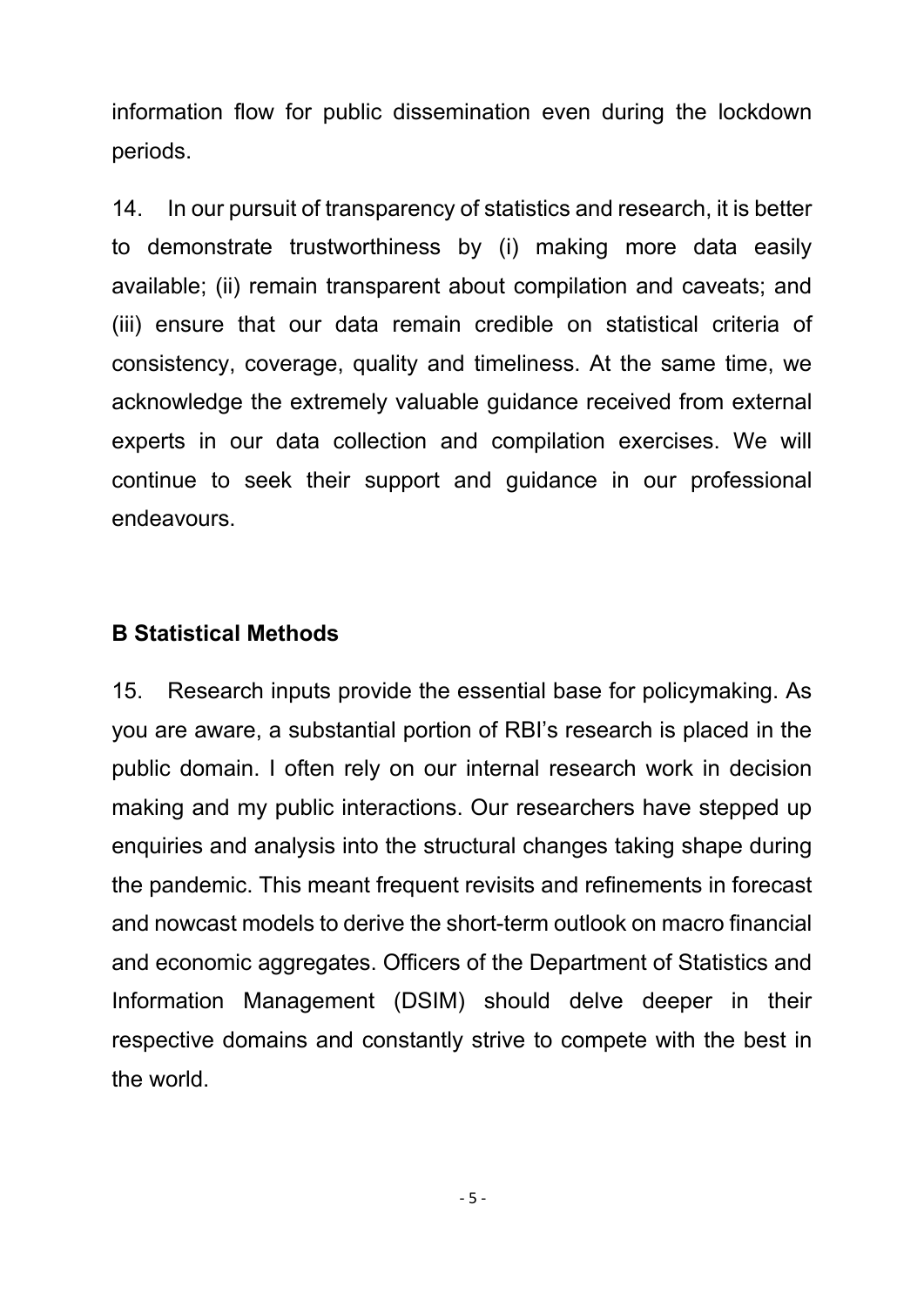information flow for public dissemination even during the lockdown periods.

14. In our pursuit of transparency of statistics and research, it is better to demonstrate trustworthiness by (i) making more data easily available; (ii) remain transparent about compilation and caveats; and (iii) ensure that our data remain credible on statistical criteria of consistency, coverage, quality and timeliness. At the same time, we acknowledge the extremely valuable guidance received from external experts in our data collection and compilation exercises. We will continue to seek their support and guidance in our professional endeavours.

## B Statistical Methods

15. Research inputs provide the essential base for policymaking. As you are aware, a substantial portion of RBI's research is placed in the public domain. I often rely on our internal research work in decision making and my public interactions. Our researchers have stepped up enquiries and analysis into the structural changes taking shape during the pandemic. This meant frequent revisits and refinements in forecast and nowcast models to derive the short-term outlook on macro financial and economic aggregates. Officers of the Department of Statistics and Information Management (DSIM) should delve deeper in their respective domains and constantly strive to compete with the best in the world.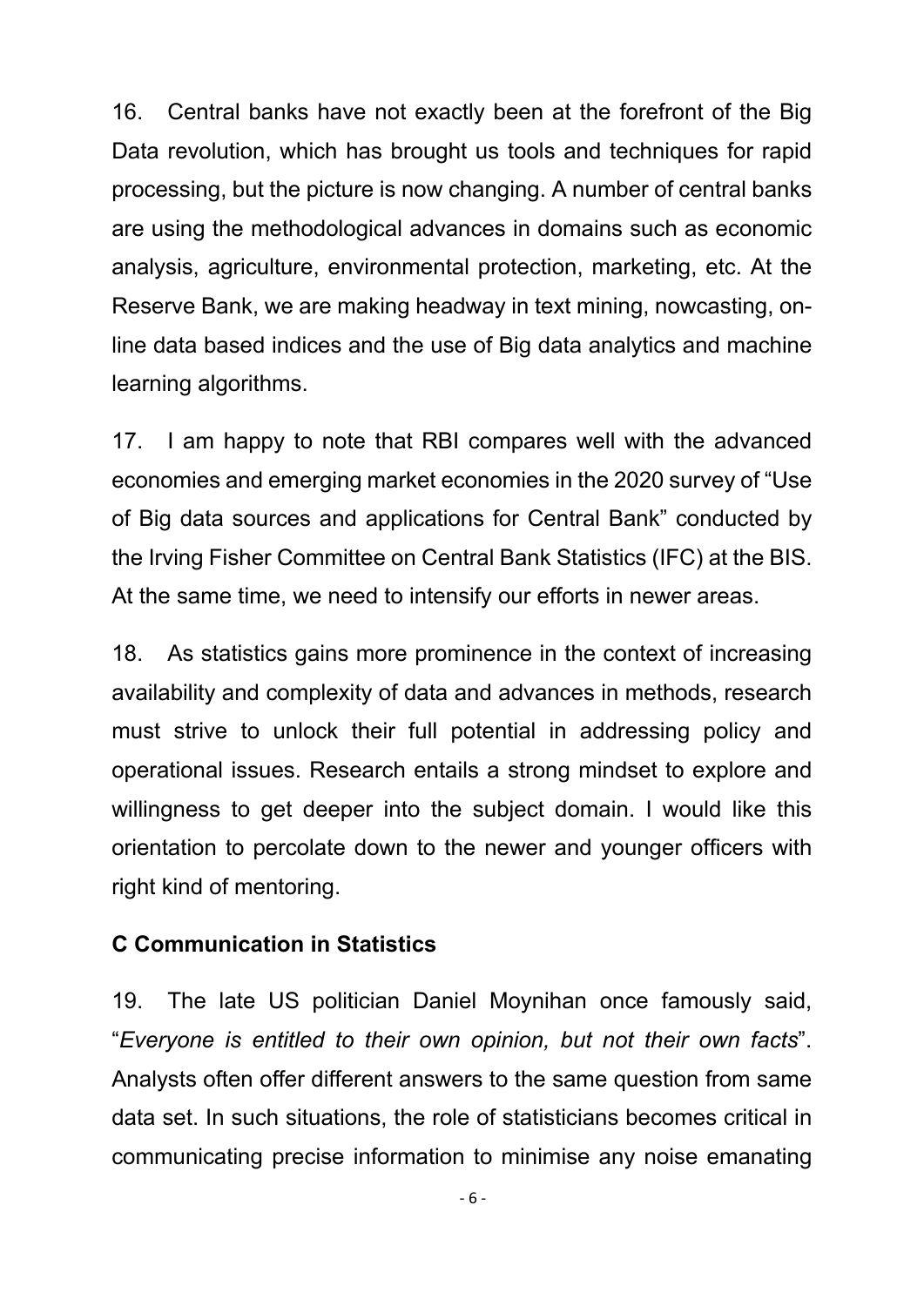16. Central banks have not exactly been at the forefront of the Big Data revolution, which has brought us tools and techniques for rapid processing, but the picture is now changing. A number of central banks are using the methodological advances in domains such as economic analysis, agriculture, environmental protection, marketing, etc. At the Reserve Bank, we are making headway in text mining, nowcasting, on-line data based indices and the use of Big data analytics and machine learning algorithms.

17. I am happy to note that RBI compares well with the advanced economies and emerging market economies in the 2020 survey of "Use of Big data sources and applications for Central Bank" conducted by the Irving Fisher Committee on Central Bank Statistics (IFC) at the BIS. At the same time, we need to intensify our efforts in newer areas.

18. As statistics gains more prominence in the context of increasing availability and complexity of data and advances in methods, research must strive to unlock their full potential in addressing policy and operational issues. Research entails a strong mindset to explore and willingness to get deeper into the subject domain. I would like this orientation to percolate down to the newer and younger officers with right kind of mentoring.

**C Communication in Statistics**

19. The late US politician Daniel Moynihan once famously said, "*Everyone is entitled to their own opinion, but not their own facts*". Analysts often offer different answers to the same question from same data set. In such situations, the role of statisticians becomes critical in communicating precise information to minimise any noise emanating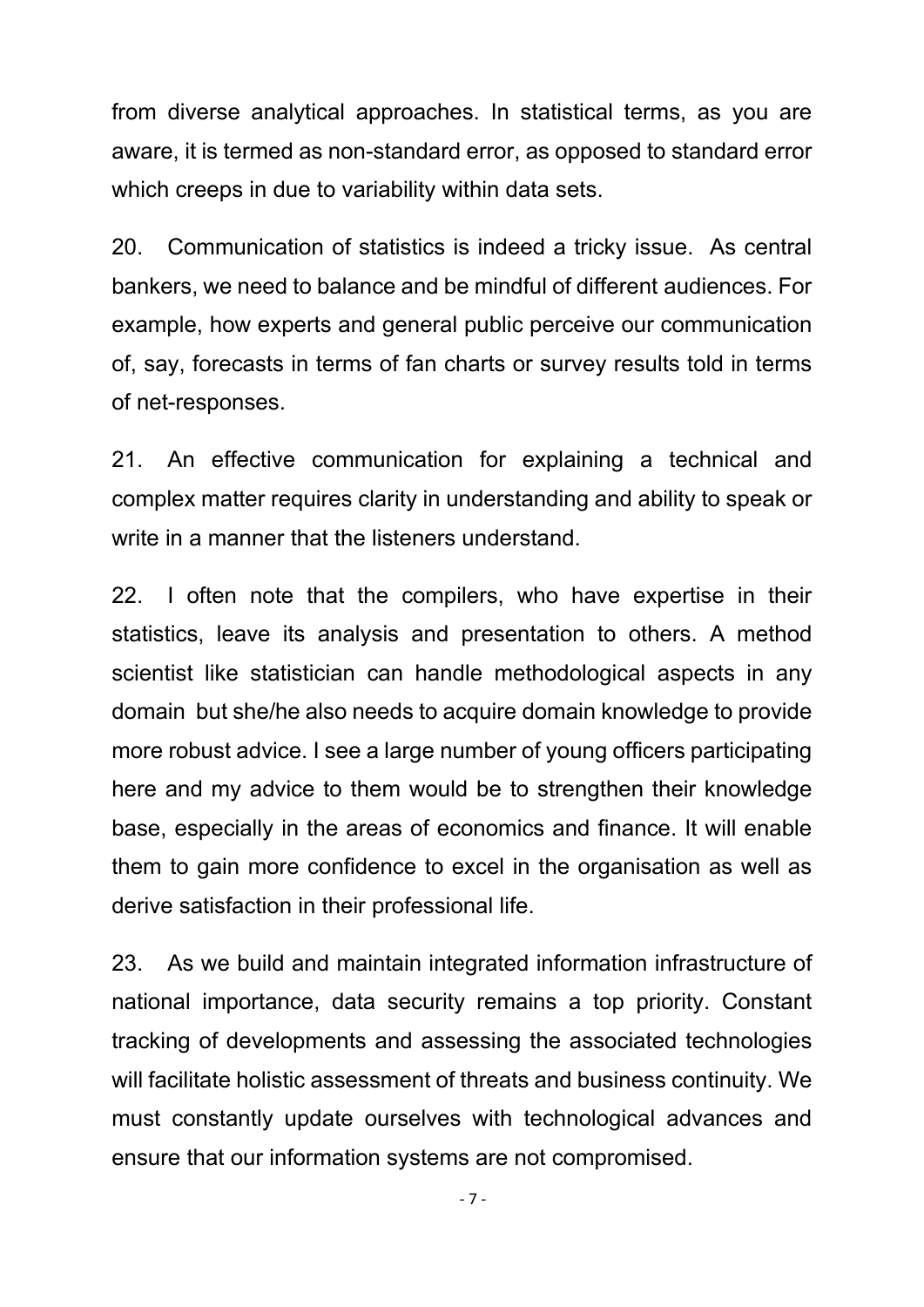from diverse analytical approaches. In statistical terms, as you are aware, it is termed as non-standard error, as opposed to standard error which creeps in due to variability within data sets.

20. Communication of statistics is indeed a tricky issue. As central bankers, we need to balance and be mindful of different audiences. For example, how experts and general public perceive our communication of, say, forecasts in terms of fan charts or survey results told in terms of net-responses.

21. An effective communication for explaining a technical and complex matter requires clarity in understanding and ability to speak or write in a manner that the listeners understand.

22. I often note that the compilers, who have expertise in their statistics, leave its analysis and presentation to others. A method scientist like statistician can handle methodological aspects in any domain but she/he also needs to acquire domain knowledge to provide more robust advice. I see a large number of young officers participating here and my advice to them would be to strengthen their knowledge base, especially in the areas of economics and finance. It will enable them to gain more confidence to excel in the organisation as well as derive satisfaction in their professional life.

23. As we build and maintain integrated information infrastructure of national importance, data security remains a top priority. Constant tracking of developments and assessing the associated technologies will facilitate holistic assessment of threats and business continuity. We must constantly update ourselves with technological advances and ensure that our information systems are not compromised.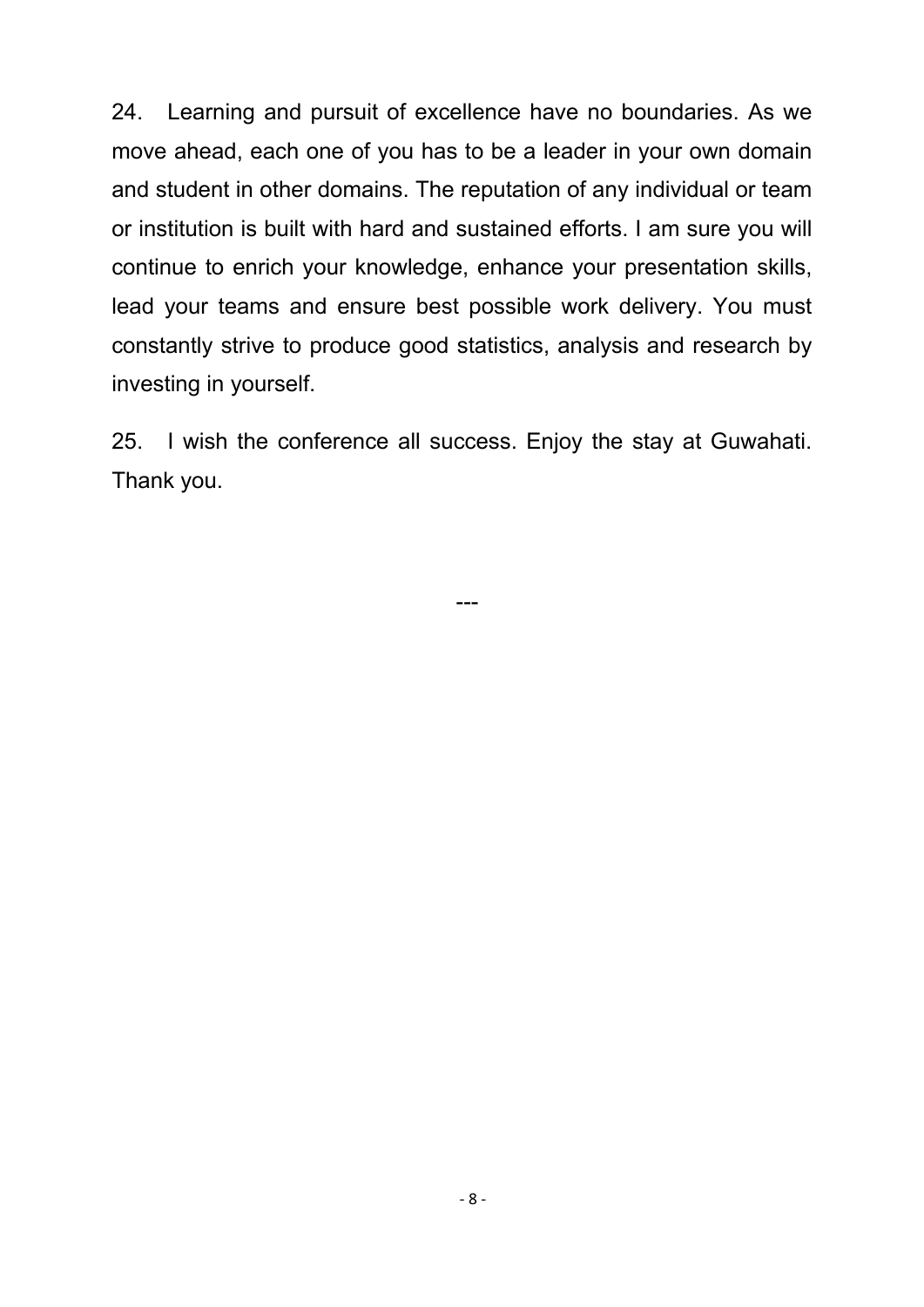24. Learning and pursuit of excellence have no boundaries. As we move ahead, each one of you has to be a leader in your own domain and student in other domains. The reputation of any individual or team or institution is built with hard and sustained efforts. I am sure you will continue to enrich your knowledge, enhance your presentation skills, lead your teams and ensure best possible work delivery. You must constantly strive to produce good statistics, analysis and research by investing in yourself.

25. I wish the conference all success. Enjoy the stay at Guwahati. Thank you.

---